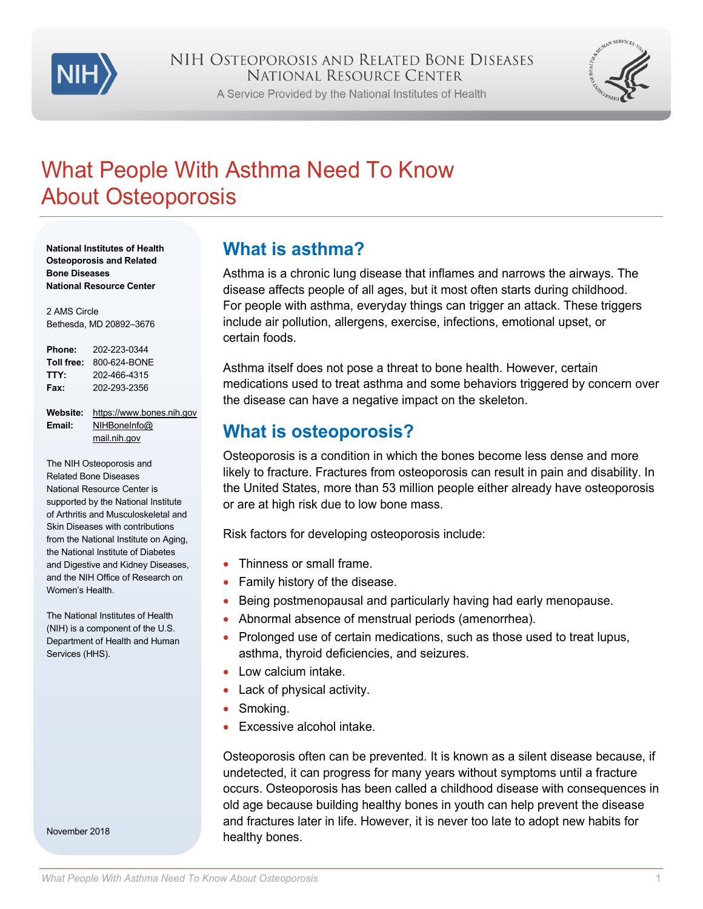NIH Osteoporosis and Related Bone Diseases National Resource Center

A Service Provided by the National Institutes of Health

# What People With Asthma Need To Know About Osteoporosis

**National Institutes of Health Osteoporosis and Related Bone Diseases National Resource Center**

2 AMS Circle
Bethesda, MD 20892–3676

**Phone:** 202-223-0344
**Toll free:** 800-624-BONE
**TTY:** 202-466-4315
**Fax:** 202-293-2356

**Website:** https://www.bones.nih.gov
**Email:** NIHBoneInfo@mail.nih.gov

The NIH Osteoporosis and Related Bone Diseases National Resource Center is supported by the National Institute of Arthritis and Musculoskeletal and Skin Diseases with contributions from the National Institute on Aging, the National Institute of Diabetes and Digestive and Kidney Diseases, and the NIH Office of Research on Women's Health.

The National Institutes of Health (NIH) is a component of the U.S. Department of Health and Human Services (HHS).

November 2018

## What is asthma?

Asthma is a chronic lung disease that inflames and narrows the airways. The disease affects people of all ages, but it most often starts during childhood. For people with asthma, everyday things can trigger an attack. These triggers include air pollution, allergens, exercise, infections, emotional upset, or certain foods.

Asthma itself does not pose a threat to bone health. However, certain medications used to treat asthma and some behaviors triggered by concern over the disease can have a negative impact on the skeleton.

## What is osteoporosis?

Osteoporosis is a condition in which the bones become less dense and more likely to fracture. Fractures from osteoporosis can result in pain and disability. In the United States, more than 53 million people either already have osteoporosis or are at high risk due to low bone mass.

Risk factors for developing osteoporosis include:

- Thinness or small frame.
- Family history of the disease.
- Being postmenopausal and particularly having had early menopause.
- Abnormal absence of menstrual periods (amenorrhea).
- Prolonged use of certain medications, such as those used to treat lupus, asthma, thyroid deficiencies, and seizures.
- Low calcium intake.
- Lack of physical activity.
- Smoking.
- Excessive alcohol intake.

Osteoporosis often can be prevented. It is known as a silent disease because, if undetected, it can progress for many years without symptoms until a fracture occurs. Osteoporosis has been called a childhood disease with consequences in old age because building healthy bones in youth can help prevent the disease and fractures later in life. However, it is never too late to adopt new habits for healthy bones.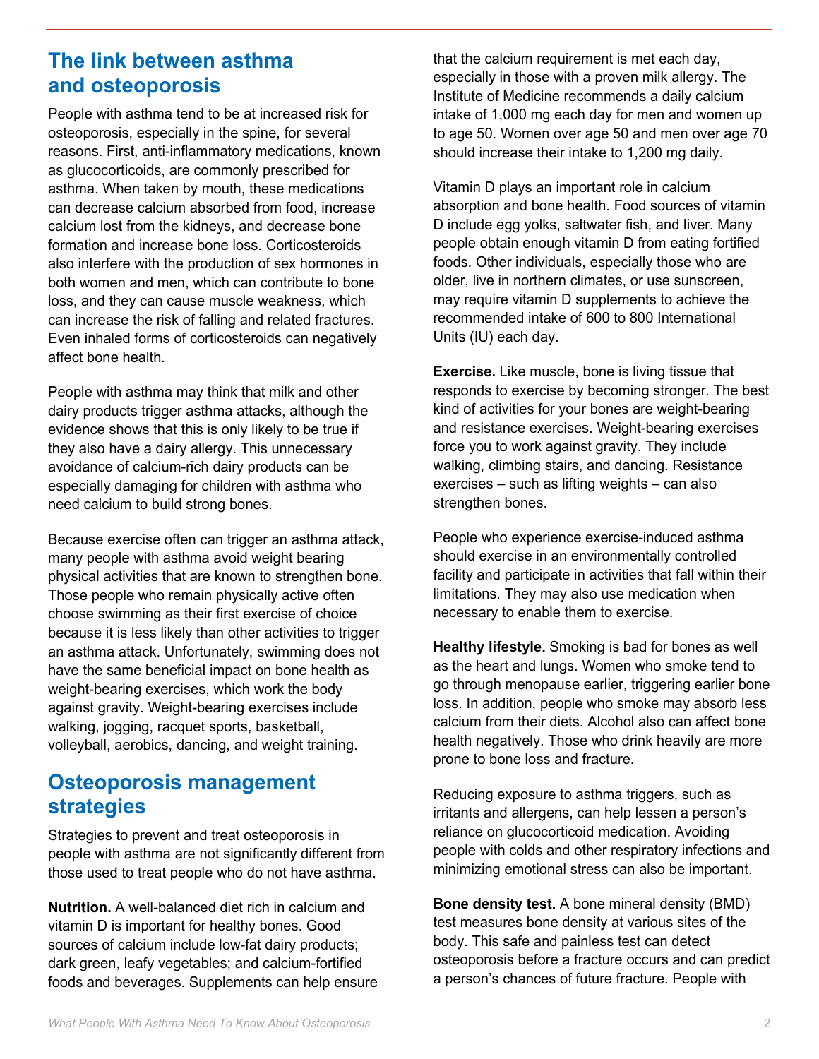## The link between asthma and osteoporosis

People with asthma tend to be at increased risk for osteoporosis, especially in the spine, for several reasons. First, anti-inflammatory medications, known as glucocorticoids, are commonly prescribed for asthma. When taken by mouth, these medications can decrease calcium absorbed from food, increase calcium lost from the kidneys, and decrease bone formation and increase bone loss. Corticosteroids also interfere with the production of sex hormones in both women and men, which can contribute to bone loss, and they can cause muscle weakness, which can increase the risk of falling and related fractures. Even inhaled forms of corticosteroids can negatively affect bone health.

People with asthma may think that milk and other dairy products trigger asthma attacks, although the evidence shows that this is only likely to be true if they also have a dairy allergy. This unnecessary avoidance of calcium-rich dairy products can be especially damaging for children with asthma who need calcium to build strong bones.

Because exercise often can trigger an asthma attack, many people with asthma avoid weight bearing physical activities that are known to strengthen bone. Those people who remain physically active often choose swimming as their first exercise of choice because it is less likely than other activities to trigger an asthma attack. Unfortunately, swimming does not have the same beneficial impact on bone health as weight-bearing exercises, which work the body against gravity. Weight-bearing exercises include walking, jogging, racquet sports, basketball, volleyball, aerobics, dancing, and weight training.

## Osteoporosis management strategies

Strategies to prevent and treat osteoporosis in people with asthma are not significantly different from those used to treat people who do not have asthma.

**Nutrition.** A well-balanced diet rich in calcium and vitamin D is important for healthy bones. Good sources of calcium include low-fat dairy products; dark green, leafy vegetables; and calcium-fortified foods and beverages. Supplements can help ensure that the calcium requirement is met each day, especially in those with a proven milk allergy. The Institute of Medicine recommends a daily calcium intake of 1,000 mg each day for men and women up to age 50. Women over age 50 and men over age 70 should increase their intake to 1,200 mg daily.

Vitamin D plays an important role in calcium absorption and bone health. Food sources of vitamin D include egg yolks, saltwater fish, and liver. Many people obtain enough vitamin D from eating fortified foods. Other individuals, especially those who are older, live in northern climates, or use sunscreen, may require vitamin D supplements to achieve the recommended intake of 600 to 800 International Units (IU) each day.

**Exercise.** Like muscle, bone is living tissue that responds to exercise by becoming stronger. The best kind of activities for your bones are weight-bearing and resistance exercises. Weight-bearing exercises force you to work against gravity. They include walking, climbing stairs, and dancing. Resistance exercises – such as lifting weights – can also strengthen bones.

People who experience exercise-induced asthma should exercise in an environmentally controlled facility and participate in activities that fall within their limitations. They may also use medication when necessary to enable them to exercise.

**Healthy lifestyle.** Smoking is bad for bones as well as the heart and lungs. Women who smoke tend to go through menopause earlier, triggering earlier bone loss. In addition, people who smoke may absorb less calcium from their diets. Alcohol also can affect bone health negatively. Those who drink heavily are more prone to bone loss and fracture.

Reducing exposure to asthma triggers, such as irritants and allergens, can help lessen a person's reliance on glucocorticoid medication. Avoiding people with colds and other respiratory infections and minimizing emotional stress can also be important.

**Bone density test.** A bone mineral density (BMD) test measures bone density at various sites of the body. This safe and painless test can detect osteoporosis before a fracture occurs and can predict a person's chances of future fracture. People with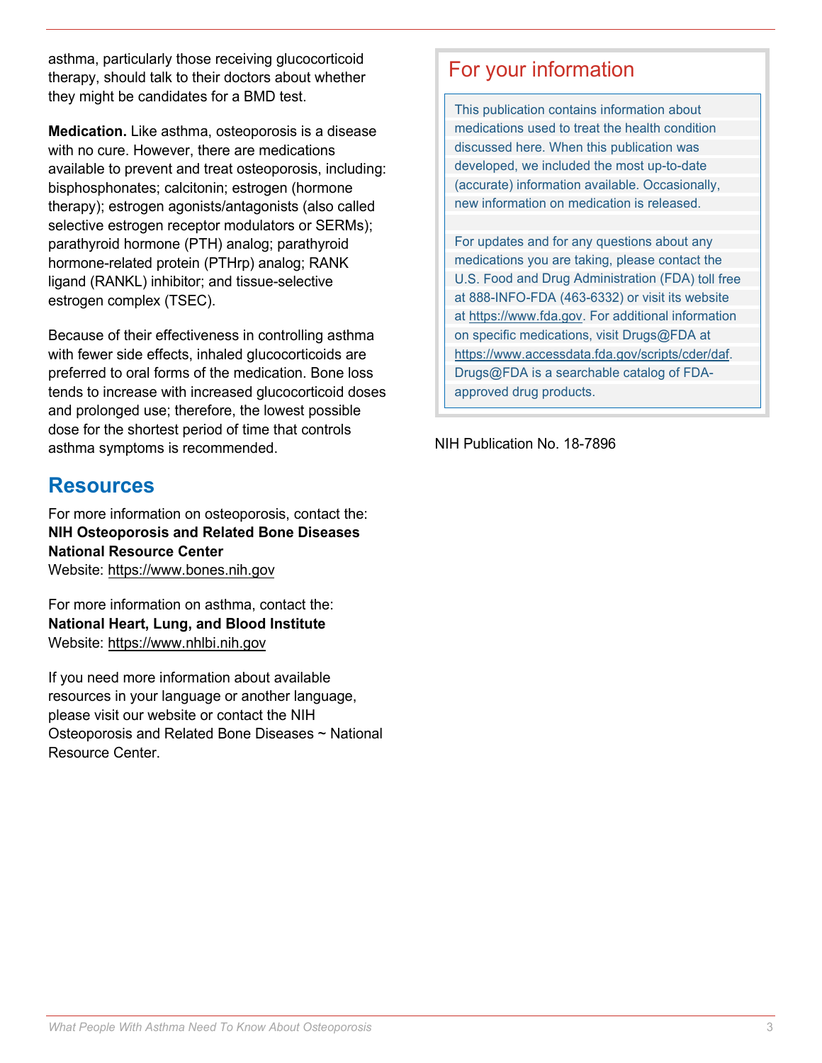asthma, particularly those receiving glucocorticoid therapy, should talk to their doctors about whether they might be candidates for a BMD test.

**Medication.** Like asthma, osteoporosis is a disease with no cure. However, there are medications available to prevent and treat osteoporosis, including: bisphosphonates; calcitonin; estrogen (hormone therapy); estrogen agonists/antagonists (also called selective estrogen receptor modulators or SERMs); parathyroid hormone (PTH) analog; parathyroid hormone-related protein (PTHrp) analog; RANK ligand (RANKL) inhibitor; and tissue-selective estrogen complex (TSEC).

Because of their effectiveness in controlling asthma with fewer side effects, inhaled glucocorticoids are preferred to oral forms of the medication. Bone loss tends to increase with increased glucocorticoid doses and prolonged use; therefore, the lowest possible dose for the shortest period of time that controls asthma symptoms is recommended.

## Resources

For more information on osteoporosis, contact the:
**NIH Osteoporosis and Related Bone Diseases National Resource Center**
Website: https://www.bones.nih.gov

For more information on asthma, contact the:
**National Heart, Lung, and Blood Institute**
Website: https://www.nhlbi.nih.gov

If you need more information about available resources in your language or another language, please visit our website or contact the NIH Osteoporosis and Related Bone Diseases ~ National Resource Center.

## For your information

This publication contains information about medications used to treat the health condition discussed here. When this publication was developed, we included the most up-to-date (accurate) information available. Occasionally, new information on medication is released.

For updates and for any questions about any medications you are taking, please contact the U.S. Food and Drug Administration (FDA) toll free at 888-INFO-FDA (463-6332) or visit its website at https://www.fda.gov. For additional information on specific medications, visit Drugs@FDA at https://www.accessdata.fda.gov/scripts/cder/daf. Drugs@FDA is a searchable catalog of FDA-approved drug products.

NIH Publication No. 18-7896